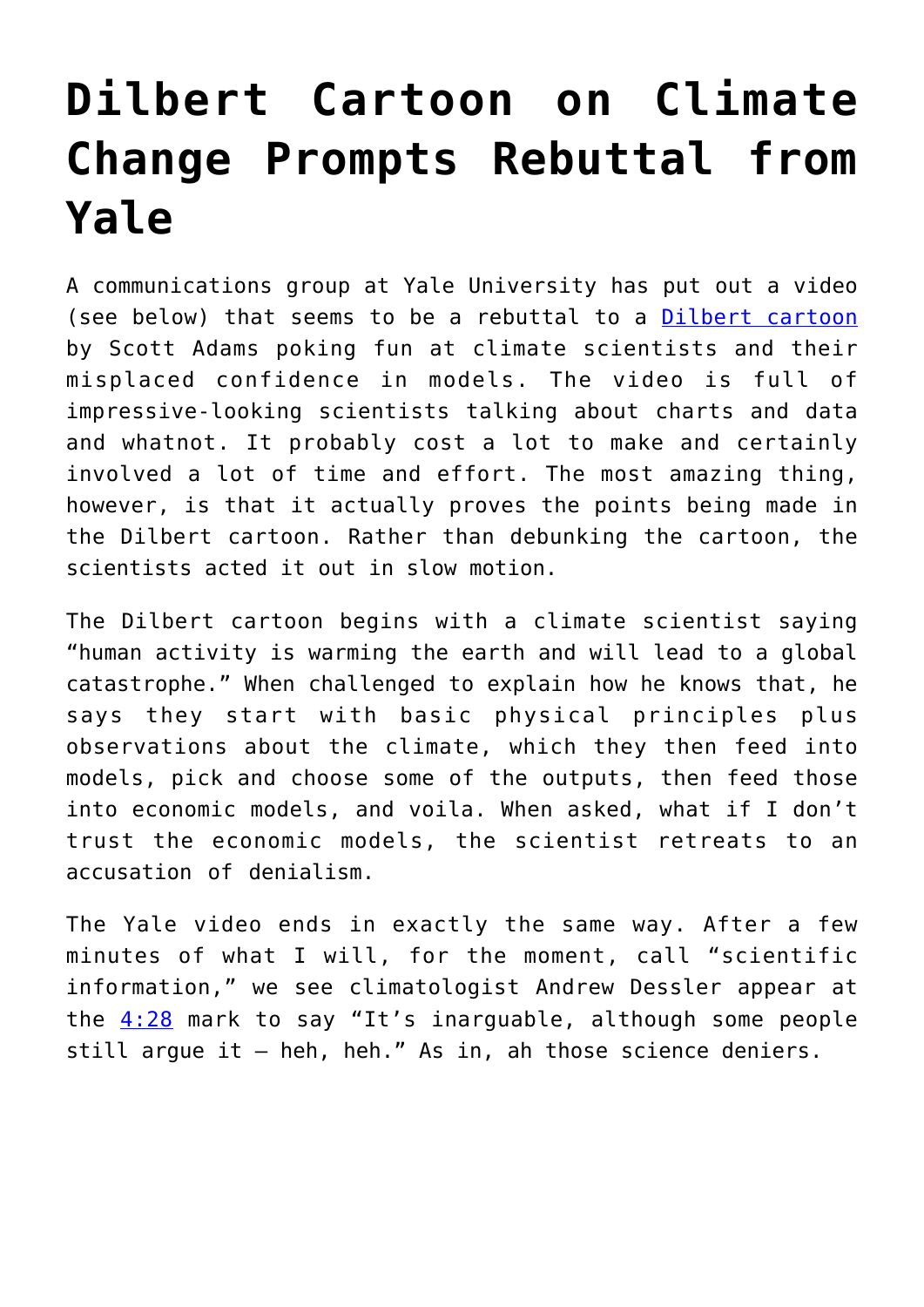# Dilbert Cartoon on Climate Change Prompts Rebuttal from Yale

A communications group at Yale University has put out a video (see below) that seems to be a rebuttal to a [Dilbert cartoon](#) by Scott Adams poking fun at climate scientists and their misplaced confidence in models. The video is full of impressive-looking scientists talking about charts and data and whatnot. It probably cost a lot to make and certainly involved a lot of time and effort. The most amazing thing, however, is that it actually proves the points being made in the Dilbert cartoon. Rather than debunking the cartoon, the scientists acted it out in slow motion.

The Dilbert cartoon begins with a climate scientist saying "human activity is warming the earth and will lead to a global catastrophe." When challenged to explain how he knows that, he says they start with basic physical principles plus observations about the climate, which they then feed into models, pick and choose some of the outputs, then feed those into economic models, and voila. When asked, what if I don't trust the economic models, the scientist retreats to an accusation of denialism.

The Yale video ends in exactly the same way. After a few minutes of what I will, for the moment, call "scientific information," we see climatologist Andrew Dessler appear at the [4:28](#) mark to say "It's inarguable, although some people still argue it – heh, heh." As in, ah those science deniers.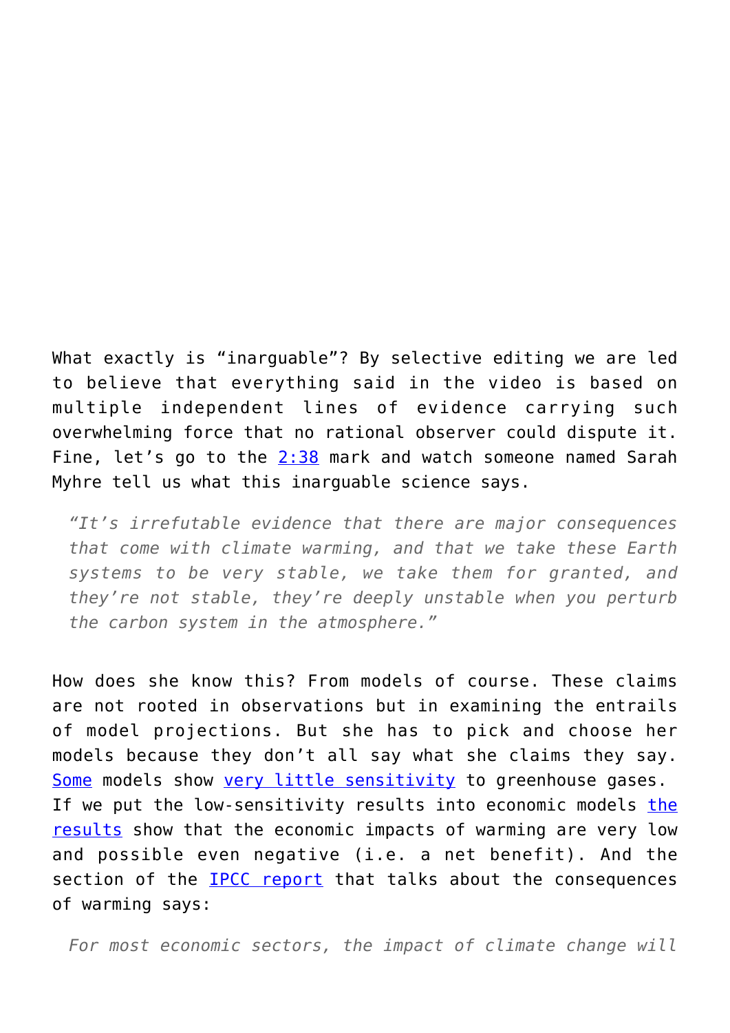What exactly is “inarguable”? By selective editing we are led to believe that everything said in the video is based on multiple independent lines of evidence carrying such overwhelming force that no rational observer could dispute it. Fine, let’s go to the 2:38 mark and watch someone named Sarah Myhre tell us what this inarguable science says.

> *“It’s irrefutable evidence that there are major consequences that come with climate warming, and that we take these Earth systems to be very stable, we take them for granted, and they’re not stable, they’re deeply unstable when you perturb the carbon system in the atmosphere.”*

How does she know this? From models of course. These claims are not rooted in observations but in examining the entrails of model projections. But she has to pick and choose her models because they don’t all say what she claims they say. Some models show very little sensitivity to greenhouse gases. If we put the low-sensitivity results into economic models the results show that the economic impacts of warming are very low and possible even negative (i.e. a net benefit). And the section of the IPCC report that talks about the consequences of warming says:

> *For most economic sectors, the impact of climate change will*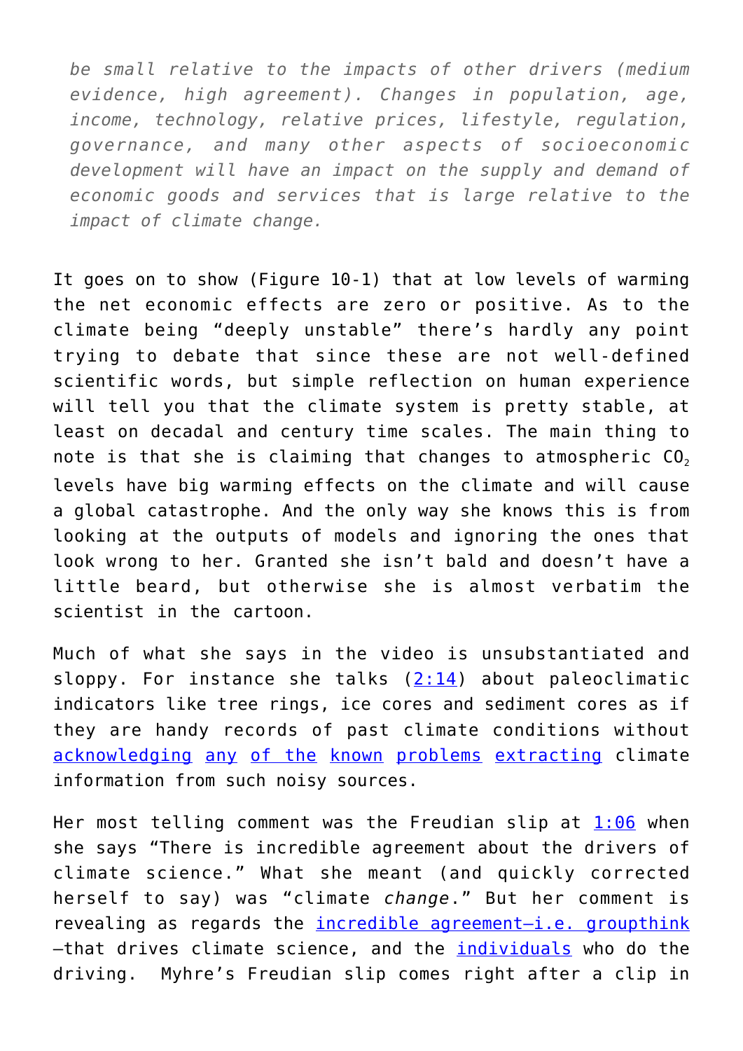> *be small relative to the impacts of other drivers (medium evidence, high agreement). Changes in population, age, income, technology, relative prices, lifestyle, regulation, governance, and many other aspects of socioeconomic development will have an impact on the supply and demand of economic goods and services that is large relative to the impact of climate change.*

It goes on to show (Figure 10-1) that at low levels of warming the net economic effects are zero or positive. As to the climate being "deeply unstable" there's hardly any point trying to debate that since these are not well-defined scientific words, but simple reflection on human experience will tell you that the climate system is pretty stable, at least on decadal and century time scales. The main thing to note is that she is claiming that changes to atmospheric $CO_2$ levels have big warming effects on the climate and will cause a global catastrophe. And the only way she knows this is from looking at the outputs of models and ignoring the ones that look wrong to her. Granted she isn't bald and doesn't have a little beard, but otherwise she is almost verbatim the scientist in the cartoon.

Much of what she says in the video is unsubstantiated and sloppy. For instance she talks (2:14) about paleoclimatic indicators like tree rings, ice cores and sediment cores as if they are handy records of past climate conditions without acknowledging any of the known problems extracting climate information from such noisy sources.

Her most telling comment was the Freudian slip at 1:06 when she says "There is incredible agreement about the drivers of climate science." What she meant (and quickly corrected herself to say) was "climate *change*." But her comment is revealing as regards the incredible agreement–i.e. groupthink –that drives climate science, and the individuals who do the driving. Myhre's Freudian slip comes right after a clip in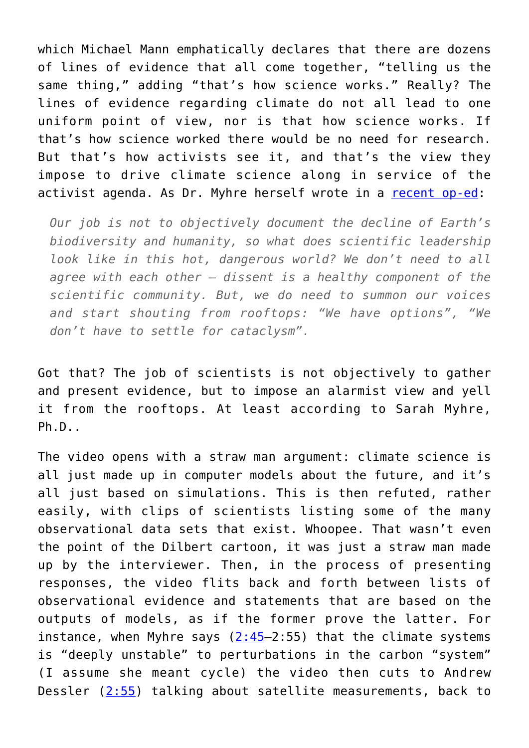which Michael Mann emphatically declares that there are dozens of lines of evidence that all come together, "telling us the same thing," adding "that's how science works." Really? The lines of evidence regarding climate do not all lead to one uniform point of view, nor is that how science works. If that's how science worked there would be no need for research. But that's how activists see it, and that's the view they impose to drive climate science along in service of the activist agenda. As Dr. Myhre herself wrote in a [recent op-ed](#):

> *Our job is not to objectively document the decline of Earth's biodiversity and humanity, so what does scientific leadership look like in this hot, dangerous world? We don't need to all agree with each other – dissent is a healthy component of the scientific community. But, we do need to summon our voices and start shouting from rooftops: "We have options", "We don't have to settle for cataclysm".*

Got that? The job of scientists is not objectively to gather and present evidence, but to impose an alarmist view and yell it from the rooftops. At least according to Sarah Myhre, Ph.D..

The video opens with a straw man argument: climate science is all just made up in computer models about the future, and it's all just based on simulations. This is then refuted, rather easily, with clips of scientists listing some of the many observational data sets that exist. Whoopee. That wasn't even the point of the Dilbert cartoon, it was just a straw man made up by the interviewer. Then, in the process of presenting responses, the video flits back and forth between lists of observational evidence and statements that are based on the outputs of models, as if the former prove the latter. For instance, when Myhre says ([2:45](#)–2:55) that the climate systems is "deeply unstable" to perturbations in the carbon "system" (I assume she meant cycle) the video then cuts to Andrew Dessler ([2:55](#)) talking about satellite measurements, back to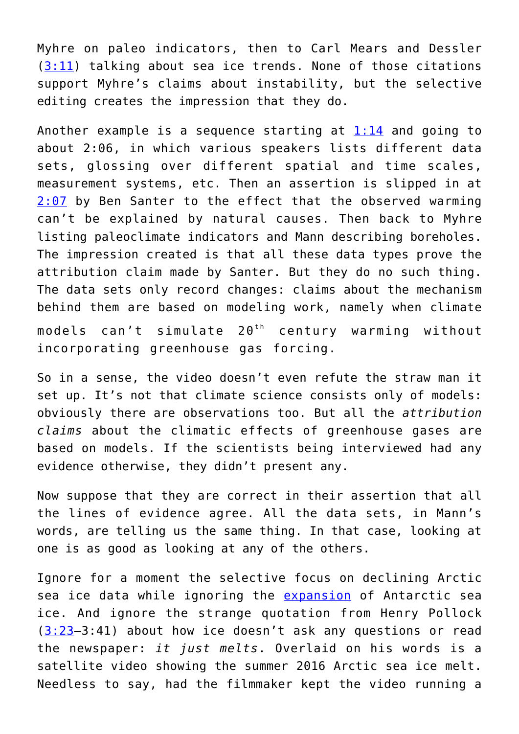Myhre on paleo indicators, then to Carl Mears and Dessler ([3:11]) talking about sea ice trends. None of those citations support Myhre's claims about instability, but the selective editing creates the impression that they do.

Another example is a sequence starting at [1:14] and going to about 2:06, in which various speakers lists different data sets, glossing over different spatial and time scales, measurement systems, etc. Then an assertion is slipped in at [2:07] by Ben Santer to the effect that the observed warming can't be explained by natural causes. Then back to Myhre listing paleoclimate indicators and Mann describing boreholes. The impression created is that all these data types prove the attribution claim made by Santer. But they do no such thing. The data sets only record changes: claims about the mechanism behind them are based on modeling work, namely when climate models can't simulate 20[th] century warming without incorporating greenhouse gas forcing.

So in a sense, the video doesn't even refute the straw man it set up. It's not that climate science consists only of models: obviously there are observations too. But all the *attribution claims* about the climatic effects of greenhouse gases are based on models. If the scientists being interviewed had any evidence otherwise, they didn't present any.

Now suppose that they are correct in their assertion that all the lines of evidence agree. All the data sets, in Mann's words, are telling us the same thing. In that case, looking at one is as good as looking at any of the others.

Ignore for a moment the selective focus on declining Arctic sea ice data while ignoring the expansion of Antarctic sea ice. And ignore the strange quotation from Henry Pollock ([3:23]–3:41) about how ice doesn't ask any questions or read the newspaper: *it just melts*. Overlaid on his words is a satellite video showing the summer 2016 Arctic sea ice melt. Needless to say, had the filmmaker kept the video running a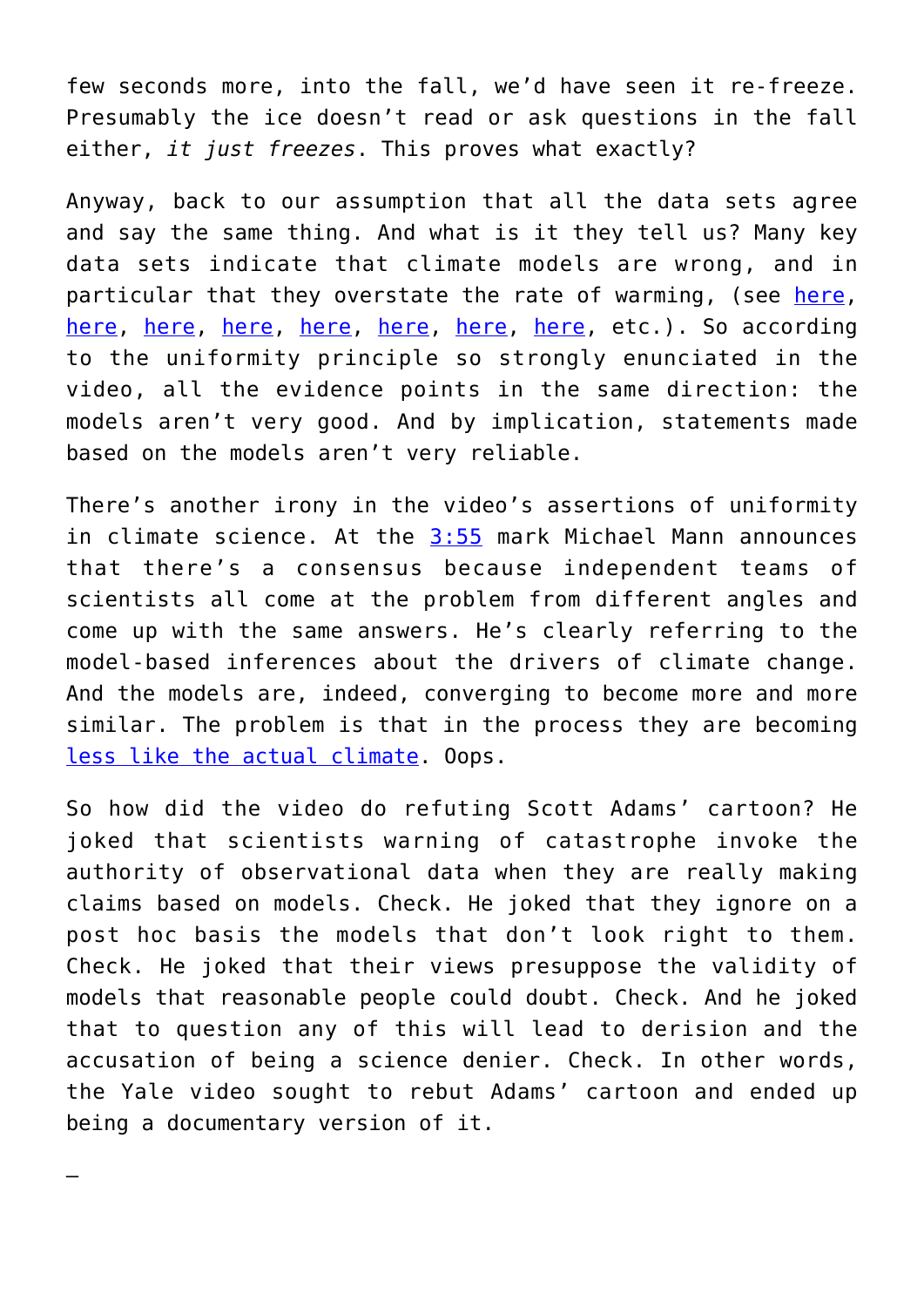few seconds more, into the fall, we'd have seen it re-freeze. Presumably the ice doesn't read or ask questions in the fall either, *it just freezes*. This proves what exactly?

Anyway, back to our assumption that all the data sets agree and say the same thing. And what is it they tell us? Many key data sets indicate that climate models are wrong, and in particular that they overstate the rate of warming, (see here, here, here, here, here, here, here, here, etc.). So according to the uniformity principle so strongly enunciated in the video, all the evidence points in the same direction: the models aren't very good. And by implication, statements made based on the models aren't very reliable.

There's another irony in the video's assertions of uniformity in climate science. At the 3:55 mark Michael Mann announces that there's a consensus because independent teams of scientists all come at the problem from different angles and come up with the same answers. He's clearly referring to the model-based inferences about the drivers of climate change. And the models are, indeed, converging to become more and more similar. The problem is that in the process they are becoming less like the actual climate. Oops.

So how did the video do refuting Scott Adams' cartoon? He joked that scientists warning of catastrophe invoke the authority of observational data when they are really making claims based on models. Check. He joked that they ignore on a post hoc basis the models that don't look right to them. Check. He joked that their views presuppose the validity of models that reasonable people could doubt. Check. And he joked that to question any of this will lead to derision and the accusation of being a science denier. Check. In other words, the Yale video sought to rebut Adams' cartoon and ended up being a documentary version of it.

—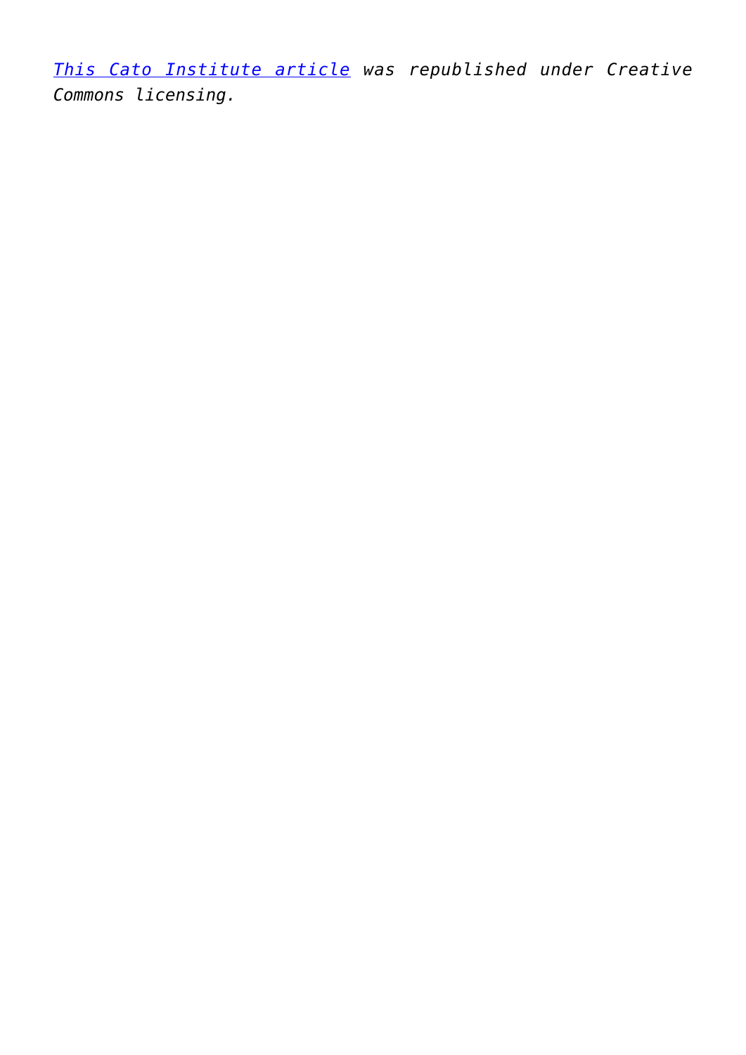*[This Cato Institute article](#) was republished under Creative Commons licensing.*